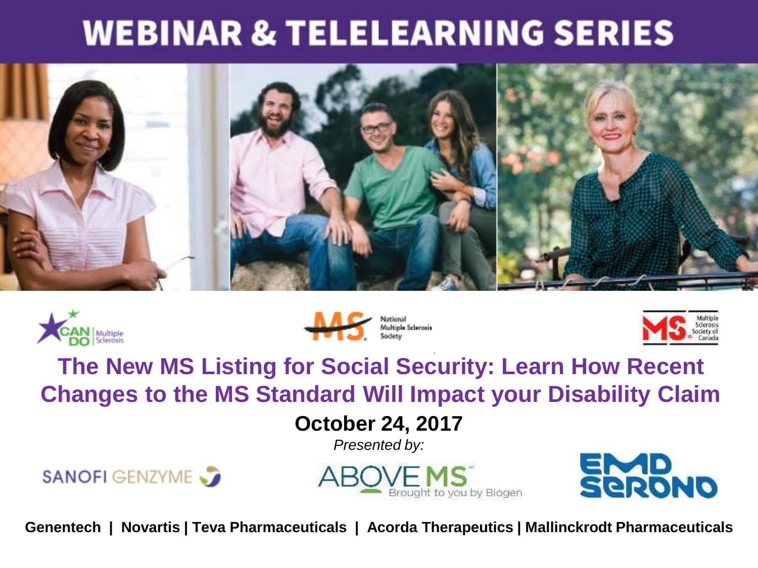# WEBINAR & TELELEARNING SERIES

CAN DO Multiple Sclerosis

National Multiple Sclerosis Society

Multiple Sclerosis Society of Canada

## The New MS Listing for Social Security: Learn How Recent Changes to the MS Standard Will Impact your Disability Claim

**October 24, 2017**

*Presented by:*

SANOFI GENZYME

ABOVE MS — Brought to you by Biogen

EMD SERONO

**Genentech | Novartis | Teva Pharmaceuticals | Acorda Therapeutics | Mallinckrodt Pharmaceuticals**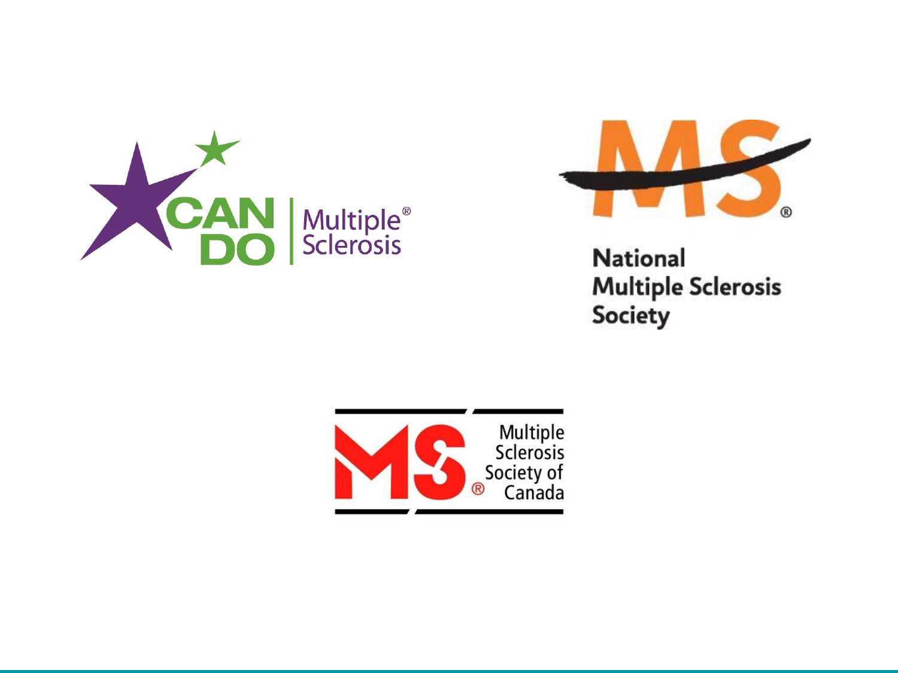CAN DO Multiple® Sclerosis

MS®

National Multiple Sclerosis Society

MS® Multiple Sclerosis Society of Canada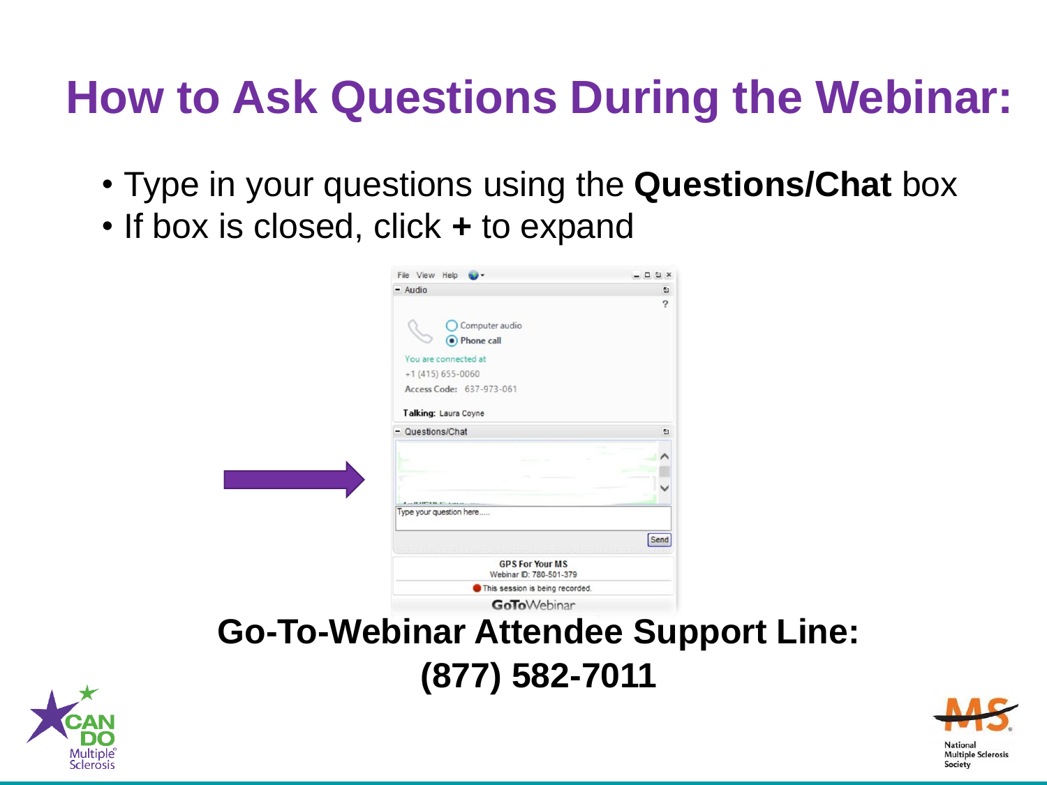# How to Ask Questions During the Webinar:

- Type in your questions using the **Questions/Chat** box
- If box is closed, click **+** to expand

**Go-To-Webinar Attendee Support Line: (877) 582-7011**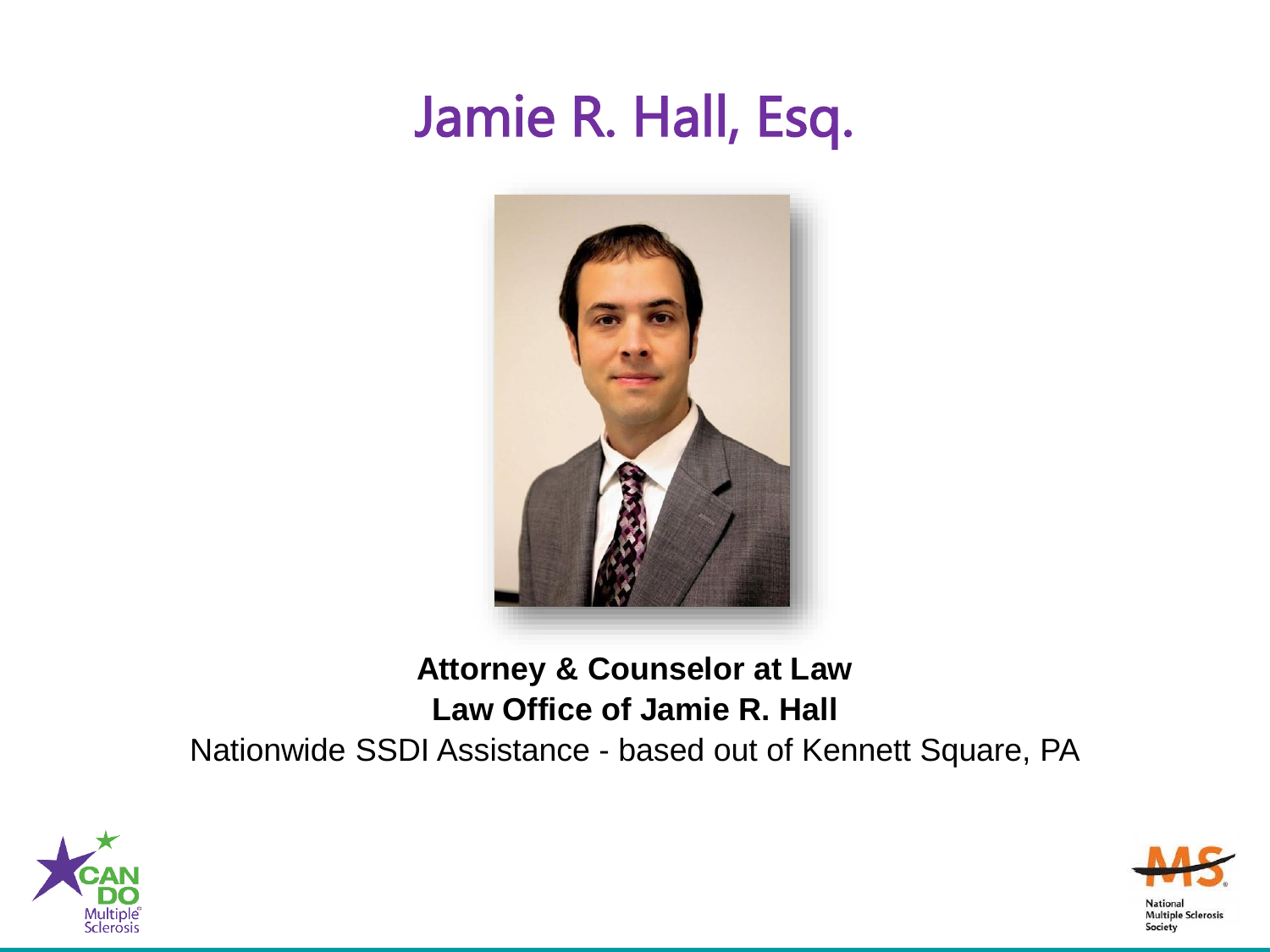# Jamie R. Hall, Esq.

**Attorney & Counselor at Law**

**Law Office of Jamie R. Hall**

Nationwide SSDI Assistance - based out of Kennett Square, PA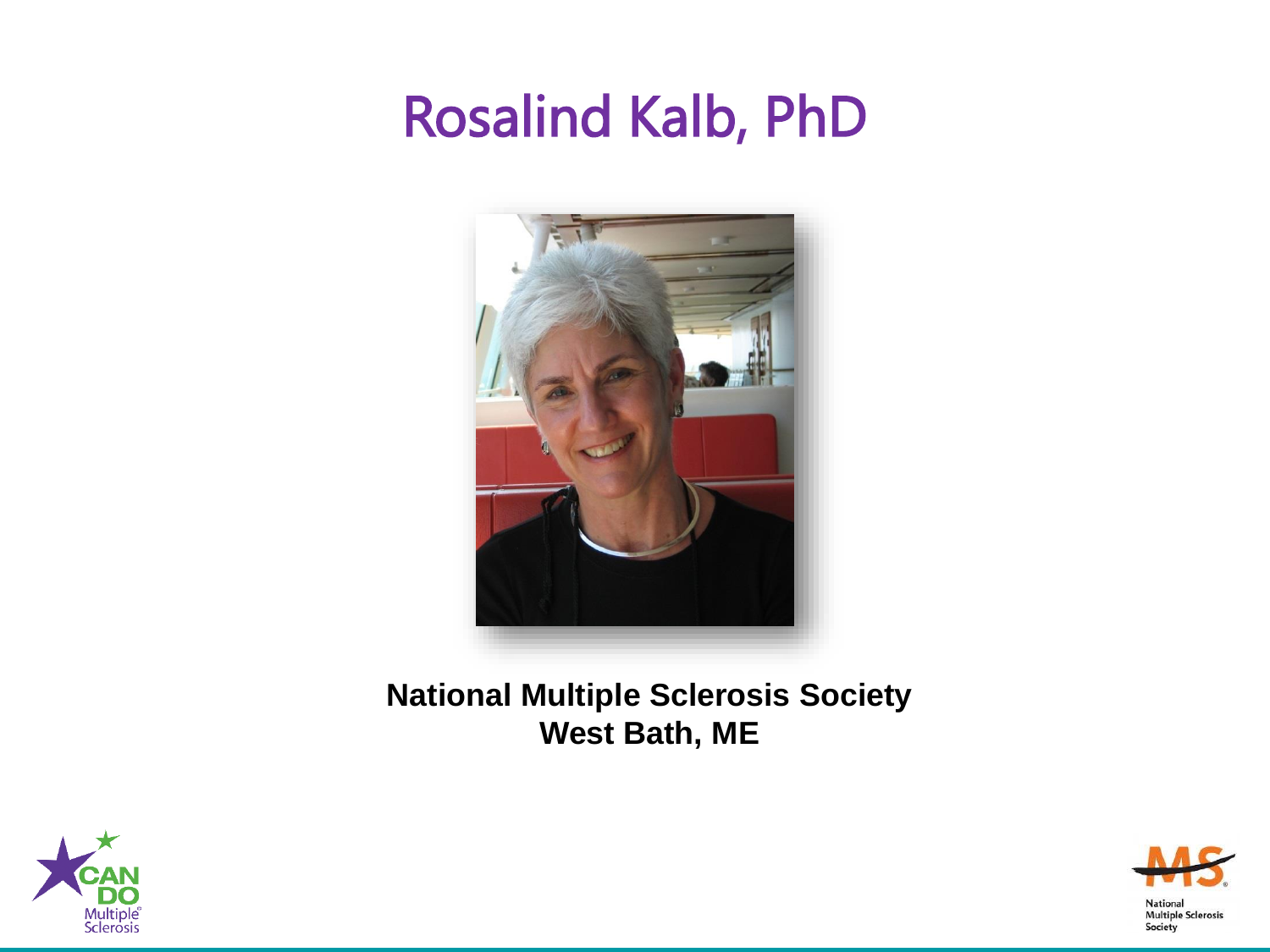# Rosalind Kalb, PhD

**National Multiple Sclerosis Society**
**West Bath, ME**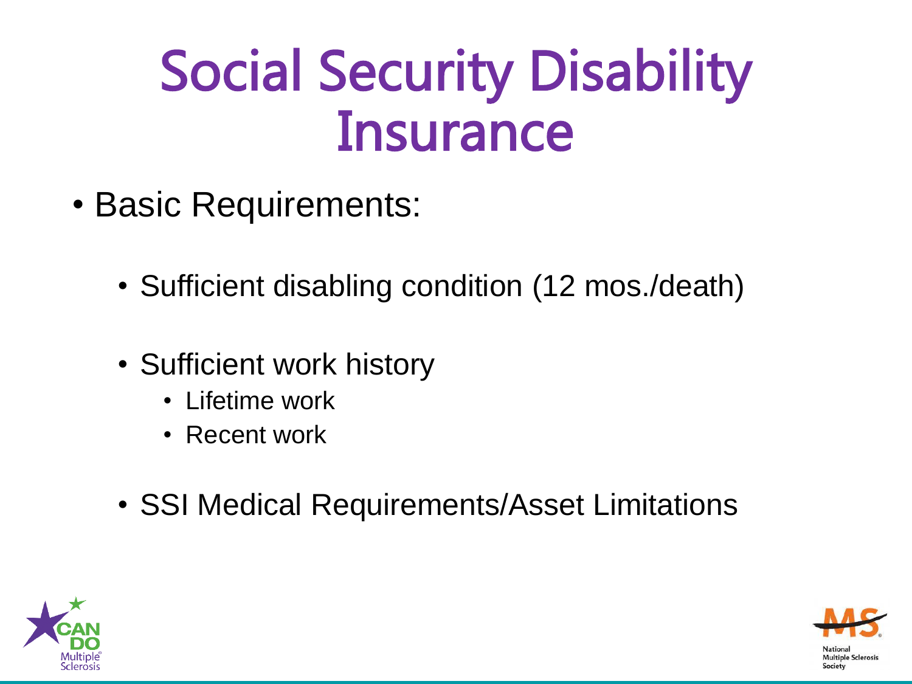# Social Security Disability Insurance

- Basic Requirements:
  - Sufficient disabling condition (12 mos./death)
  - Sufficient work history
    - Lifetime work
    - Recent work
  - SSI Medical Requirements/Asset Limitations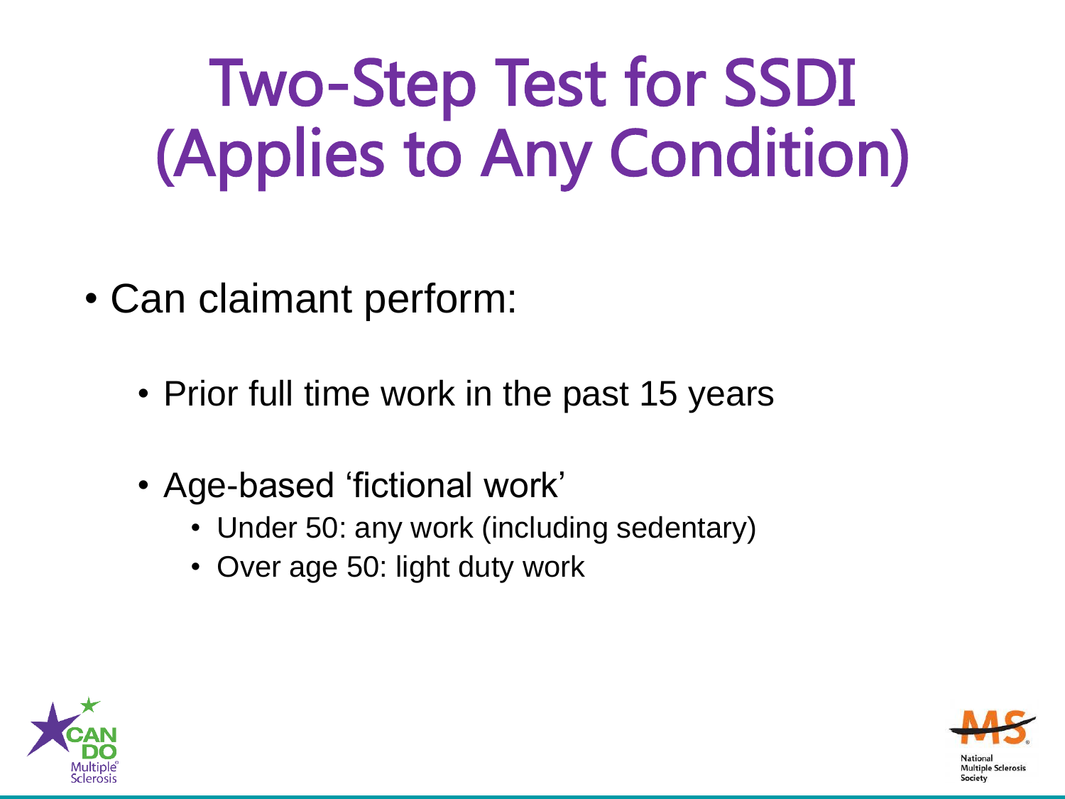# Two-Step Test for SSDI (Applies to Any Condition)

- Can claimant perform:
  - Prior full time work in the past 15 years
  - Age-based 'fictional work'
    - Under 50: any work (including sedentary)
    - Over age 50: light duty work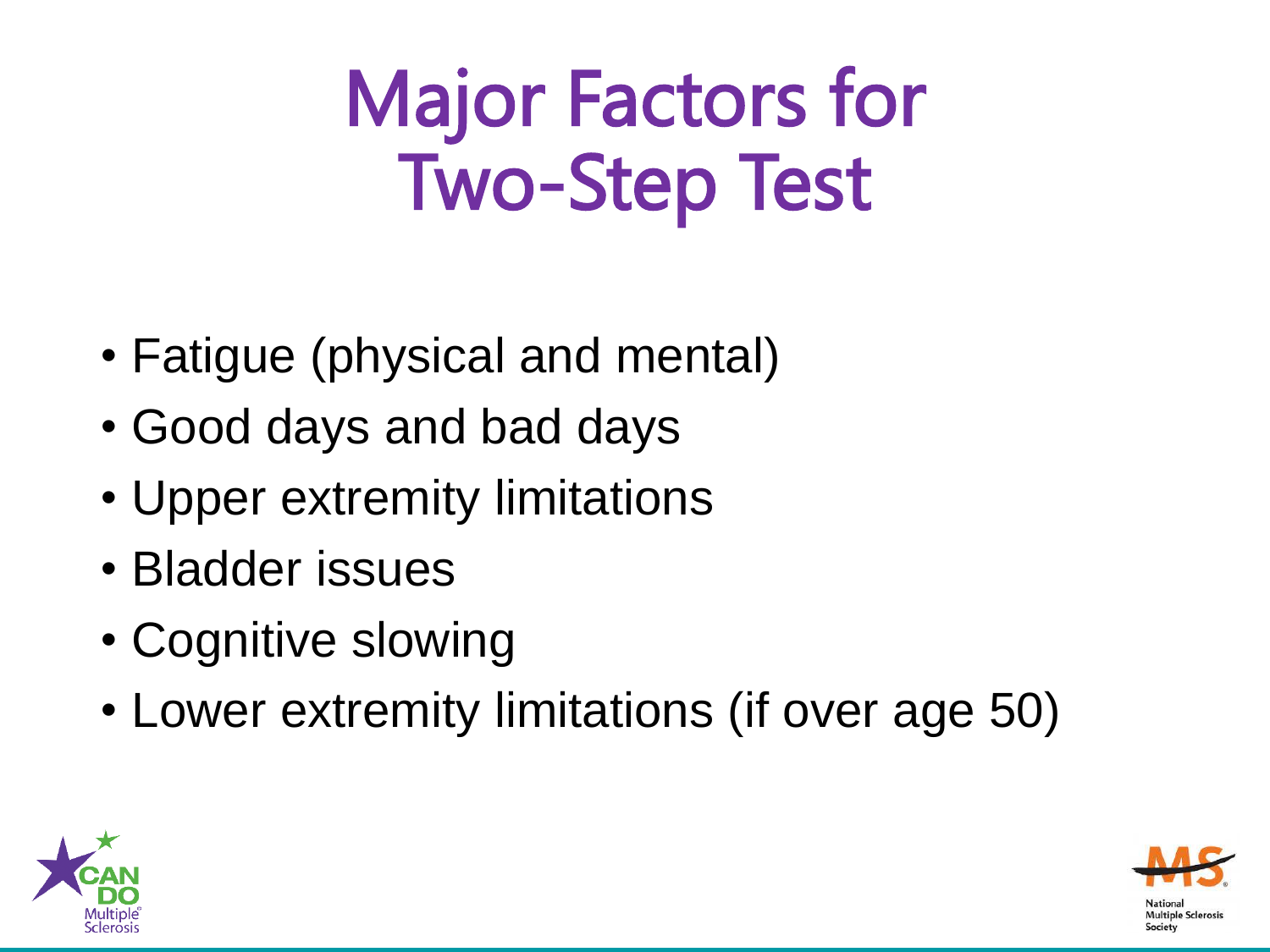# Major Factors for Two-Step Test

- Fatigue (physical and mental)
- Good days and bad days
- Upper extremity limitations
- Bladder issues
- Cognitive slowing
- Lower extremity limitations (if over age 50)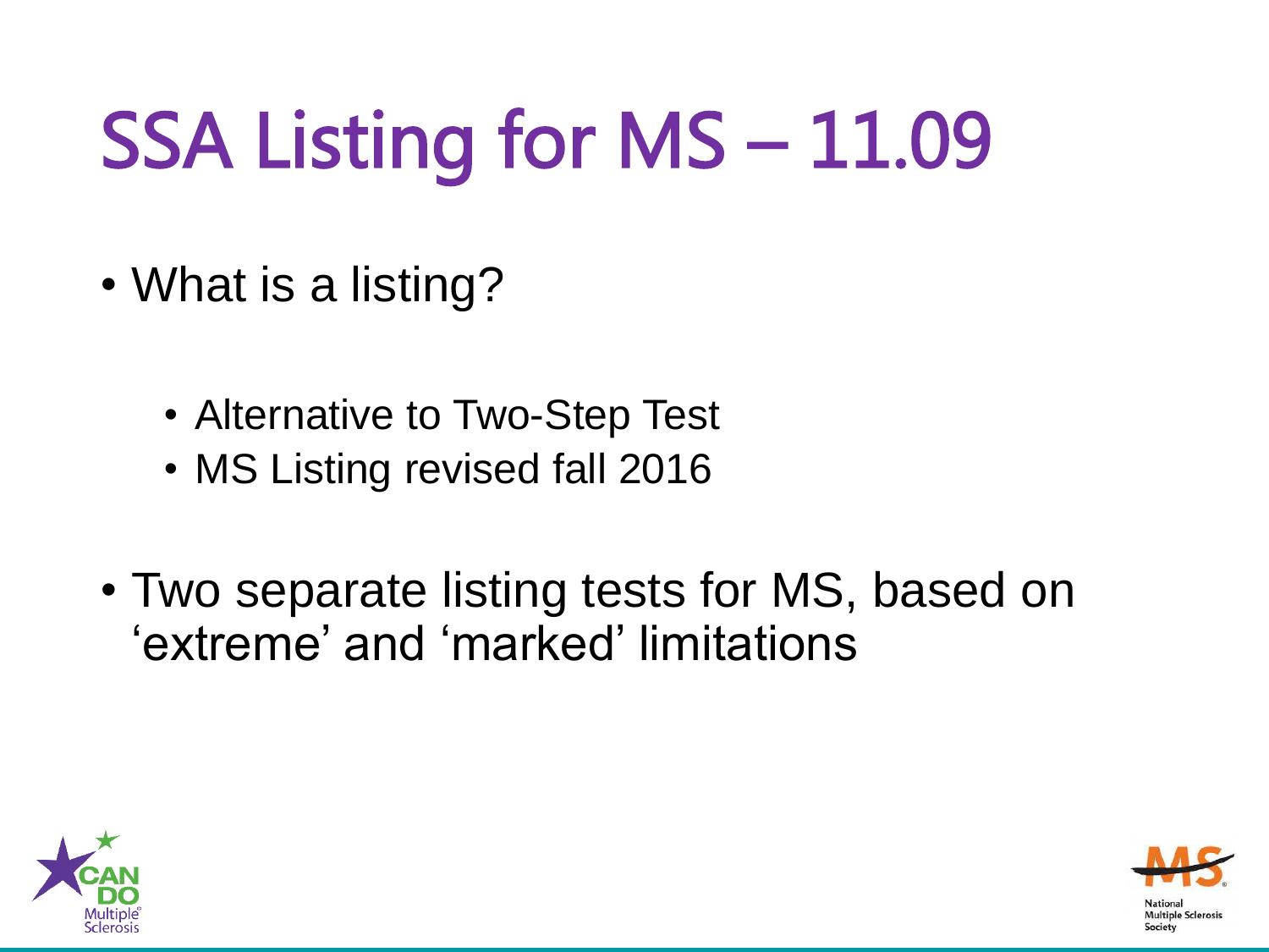# SSA Listing for MS – 11.09

- What is a listing?
  - Alternative to Two-Step Test
  - MS Listing revised fall 2016
- Two separate listing tests for MS, based on 'extreme' and 'marked' limitations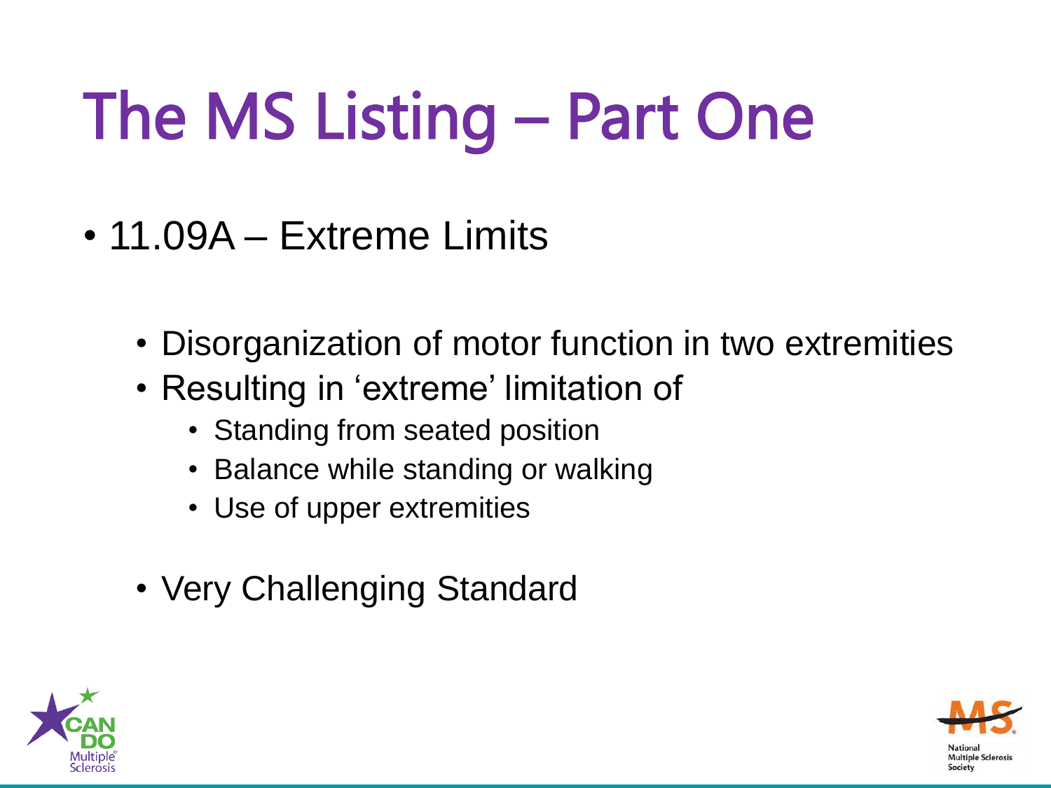# The MS Listing – Part One

- 11.09A – Extreme Limits
  - Disorganization of motor function in two extremities
  - Resulting in 'extreme' limitation of
    - Standing from seated position
    - Balance while standing or walking
    - Use of upper extremities
  - Very Challenging Standard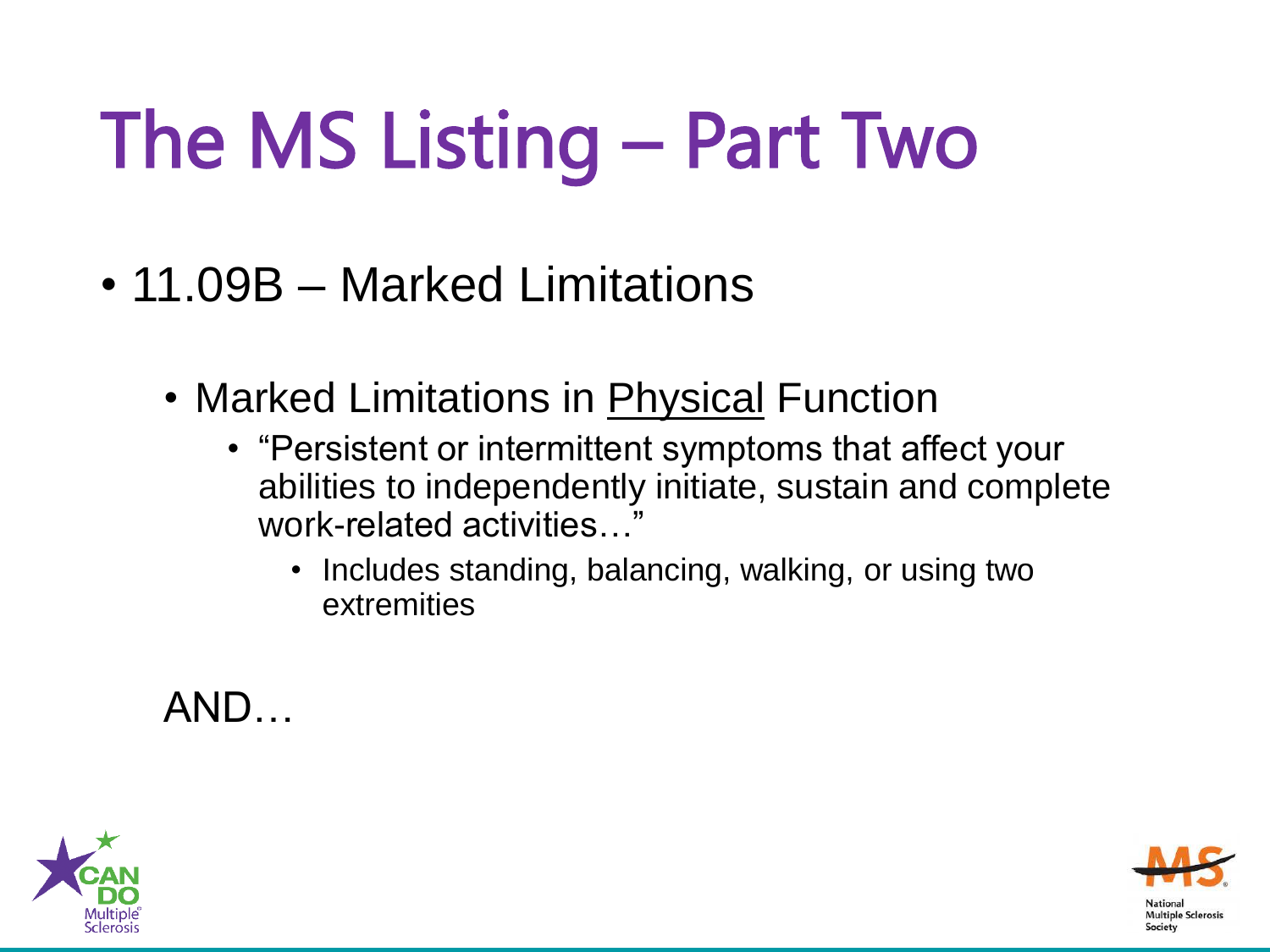# The MS Listing – Part Two

- 11.09B – Marked Limitations
  - Marked Limitations in <u>Physical</u> Function
    - "Persistent or intermittent symptoms that affect your abilities to independently initiate, sustain and complete work-related activities…"
      - Includes standing, balancing, walking, or using two extremities

AND…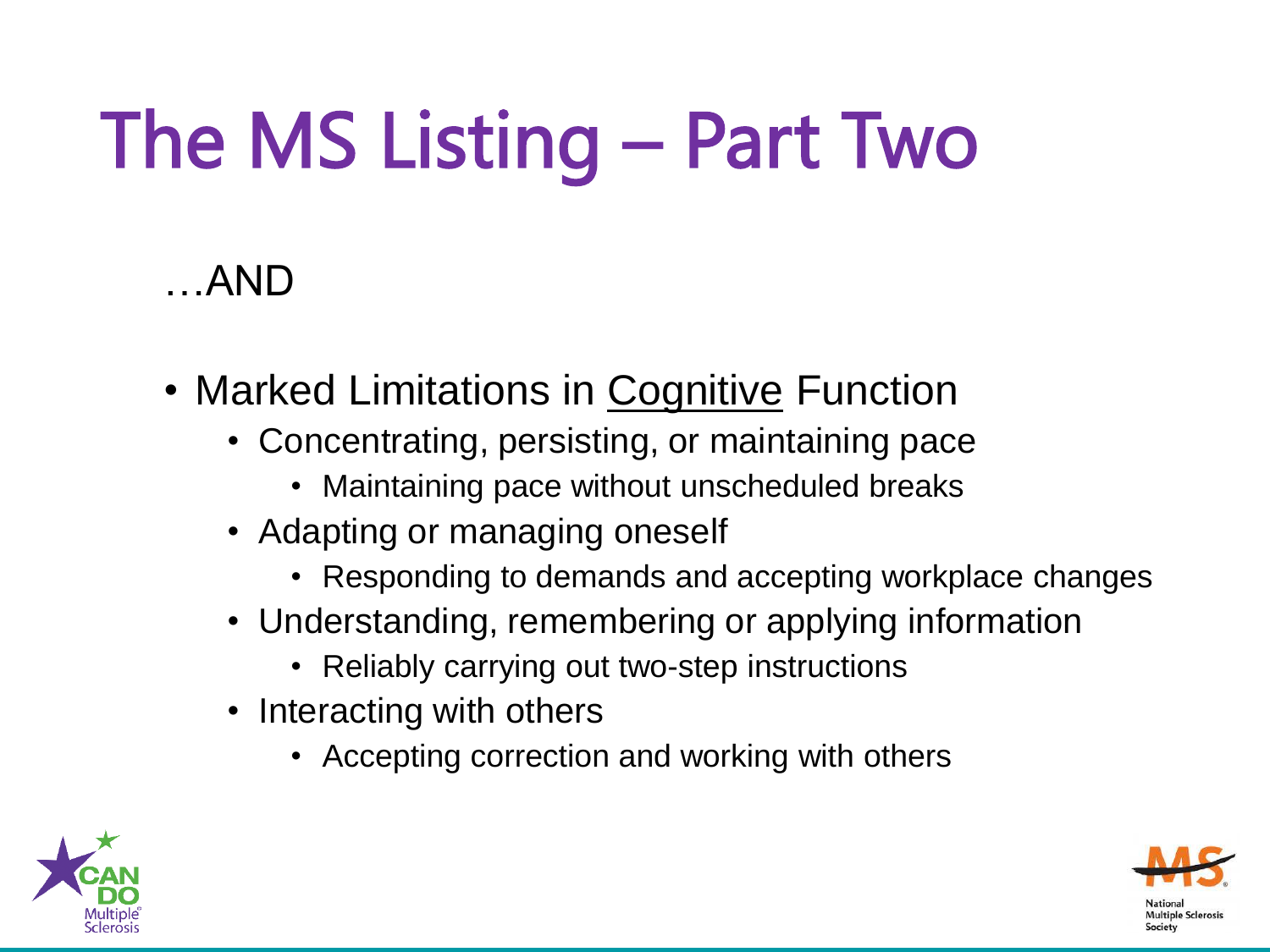# The MS Listing – Part Two

…AND

- Marked Limitations in <u>Cognitive</u> Function
  - Concentrating, persisting, or maintaining pace
    - Maintaining pace without unscheduled breaks
  - Adapting or managing oneself
    - Responding to demands and accepting workplace changes
  - Understanding, remembering or applying information
    - Reliably carrying out two-step instructions
  - Interacting with others
    - Accepting correction and working with others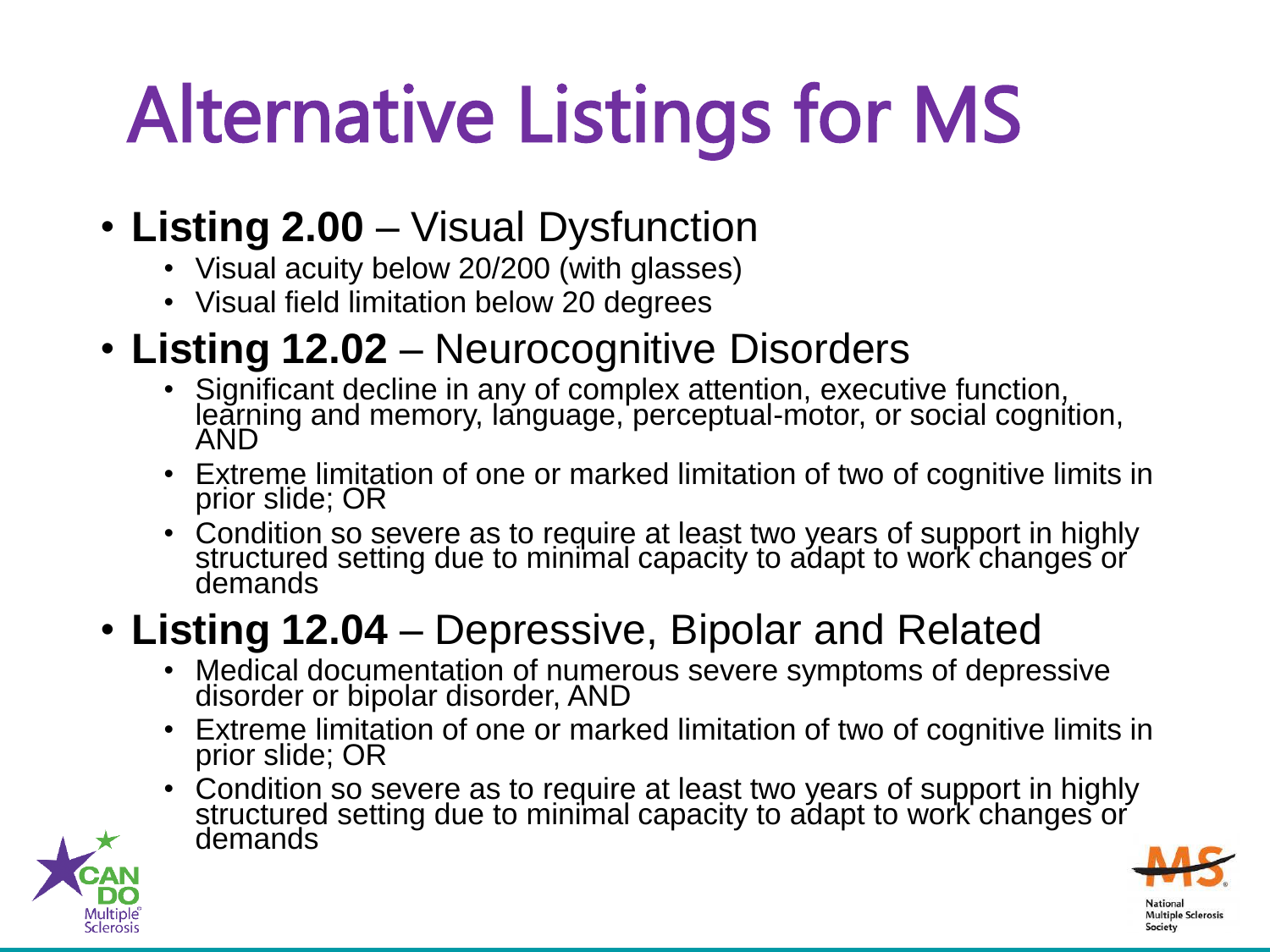# Alternative Listings for MS

- **Listing 2.00** – Visual Dysfunction
  - Visual acuity below 20/200 (with glasses)
  - Visual field limitation below 20 degrees
- **Listing 12.02** – Neurocognitive Disorders
  - Significant decline in any of complex attention, executive function, learning and memory, language, perceptual-motor, or social cognition, AND
  - Extreme limitation of one or marked limitation of two of cognitive limits in prior slide; OR
  - Condition so severe as to require at least two years of support in highly structured setting due to minimal capacity to adapt to work changes or demands
- **Listing 12.04** – Depressive, Bipolar and Related
  - Medical documentation of numerous severe symptoms of depressive disorder or bipolar disorder, AND
  - Extreme limitation of one or marked limitation of two of cognitive limits in prior slide; OR
  - Condition so severe as to require at least two years of support in highly structured setting due to minimal capacity to adapt to work changes or demands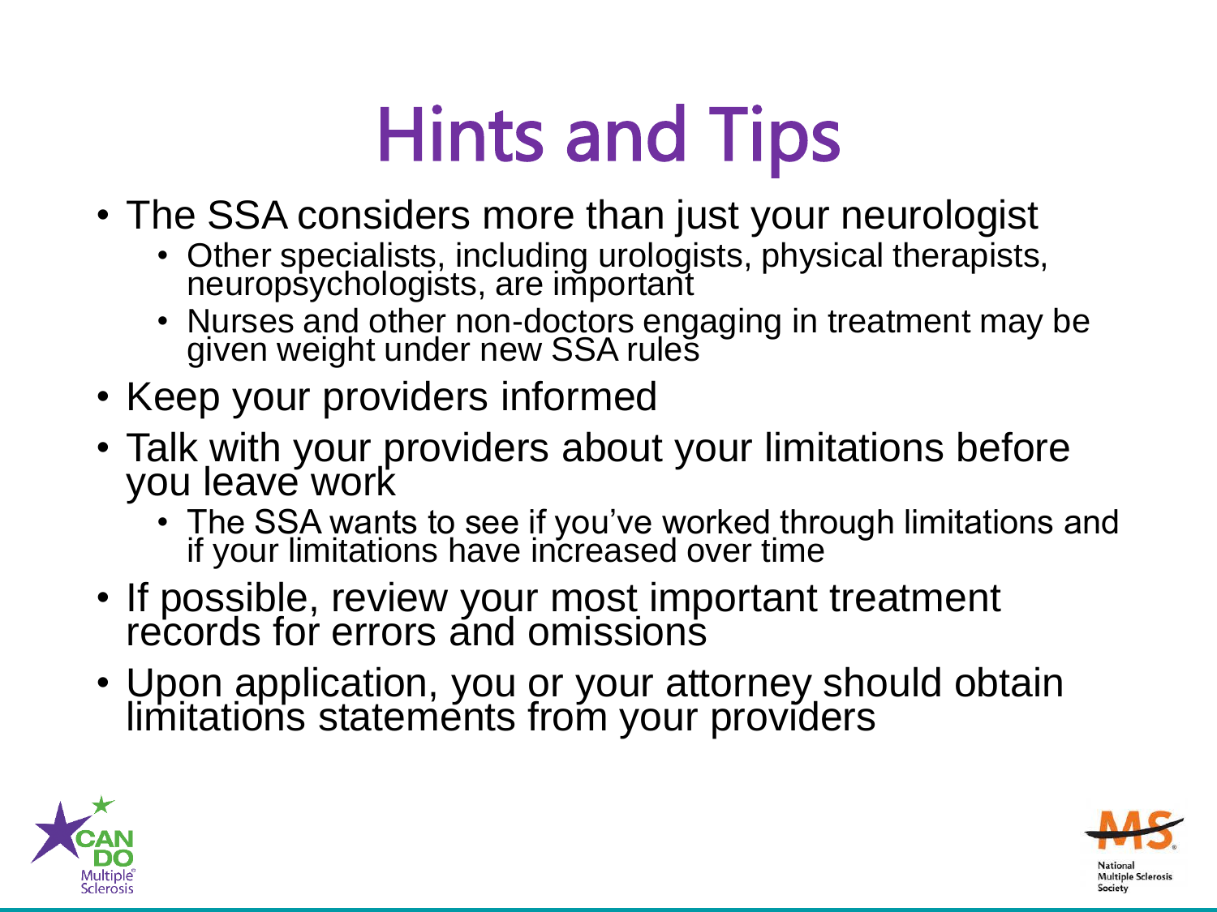# Hints and Tips

- The SSA considers more than just your neurologist
  - Other specialists, including urologists, physical therapists, neuropsychologists, are important
  - Nurses and other non-doctors engaging in treatment may be given weight under new SSA rules
- Keep your providers informed
- Talk with your providers about your limitations before you leave work
  - The SSA wants to see if you've worked through limitations and if your limitations have increased over time
- If possible, review your most important treatment records for errors and omissions
- Upon application, you or your attorney should obtain limitations statements from your providers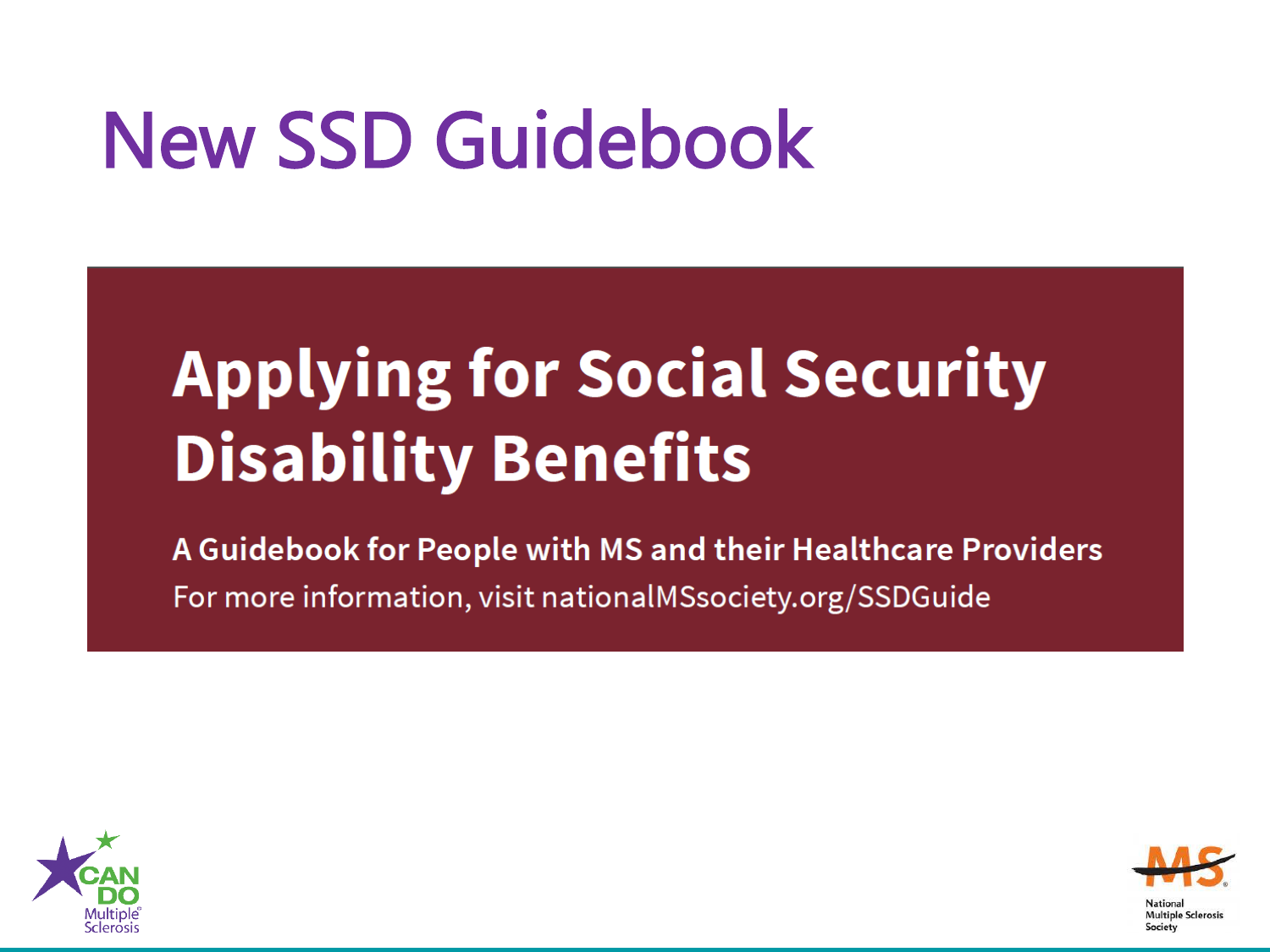# New SSD Guidebook

## Applying for Social Security Disability Benefits

**A Guidebook for People with MS and their Healthcare Providers**

For more information, visit nationalMSsociety.org/SSDGuide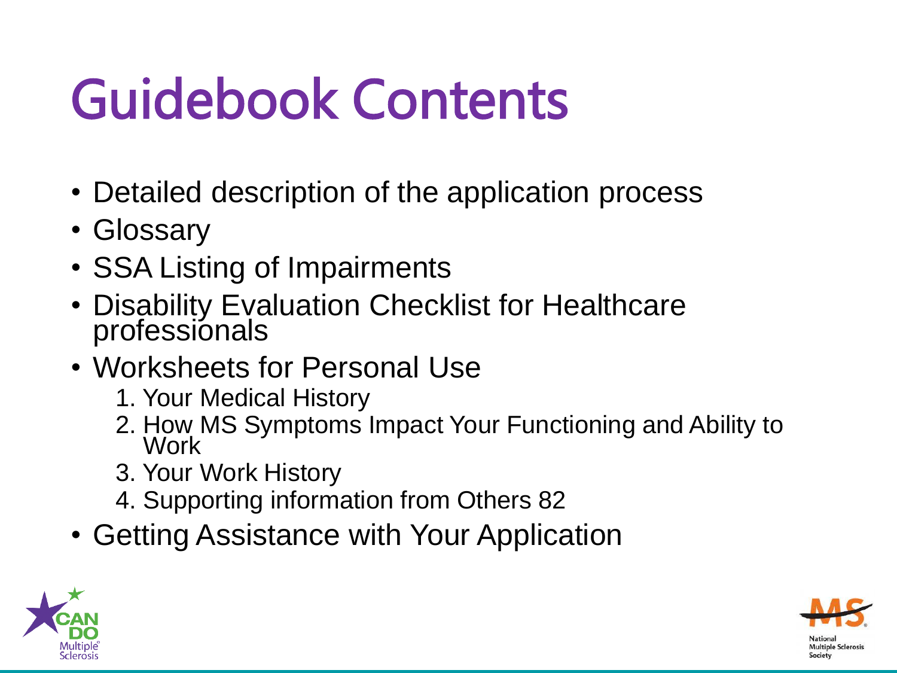# Guidebook Contents

- Detailed description of the application process
- Glossary
- SSA Listing of Impairments
- Disability Evaluation Checklist for Healthcare professionals
- Worksheets for Personal Use
    1. Your Medical History
    2. How MS Symptoms Impact Your Functioning and Ability to Work
    3. Your Work History
    4. Supporting information from Others 82
- Getting Assistance with Your Application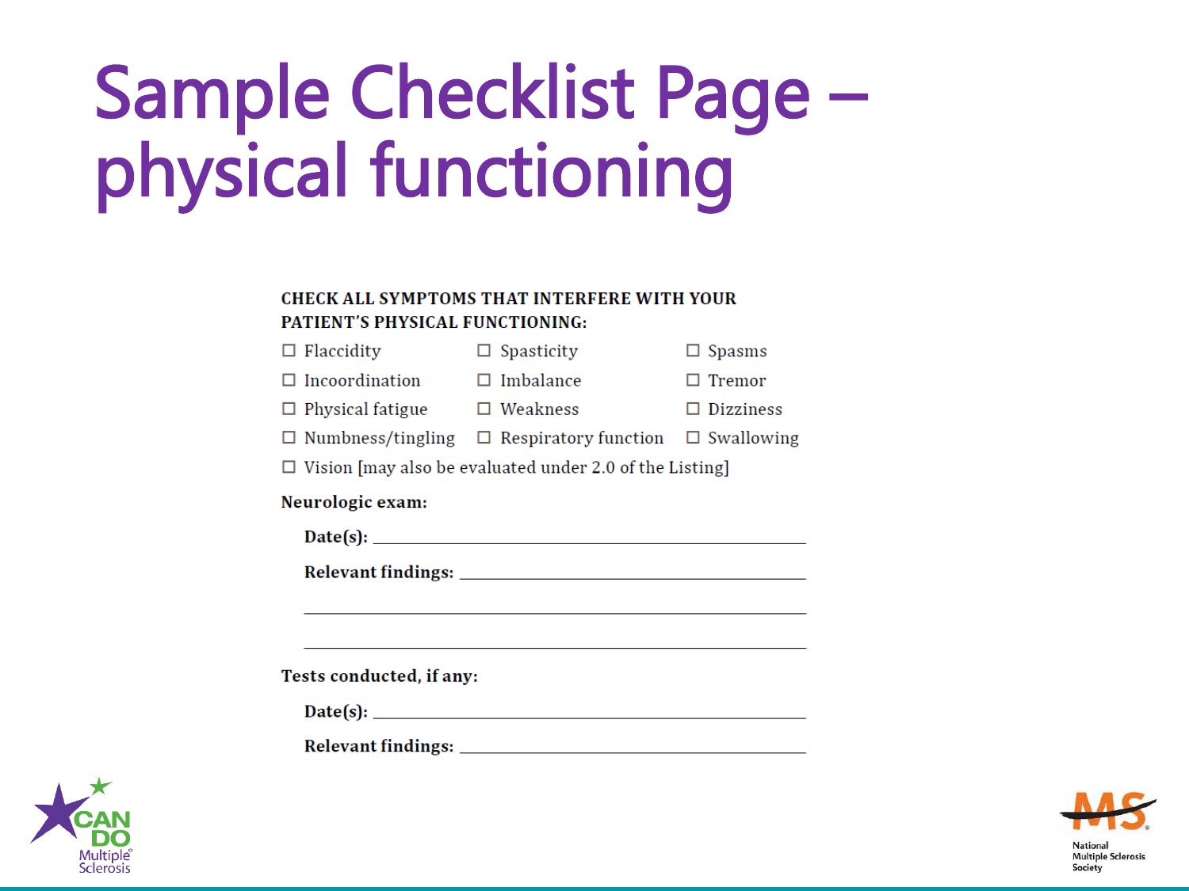# Sample Checklist Page – physical functioning

**CHECK ALL SYMPTOMS THAT INTERFERE WITH YOUR PATIENT'S PHYSICAL FUNCTIONING:**

- ☐ Flaccidity
- ☐ Spasticity
- ☐ Spasms
- ☐ Incoordination
- ☐ Imbalance
- ☐ Tremor
- ☐ Physical fatigue
- ☐ Weakness
- ☐ Dizziness
- ☐ Numbness/tingling
- ☐ Respiratory function
- ☐ Swallowing
- ☐ Vision [may also be evaluated under 2.0 of the Listing]

**Neurologic exam:**

**Date(s):** ______________________________

**Relevant findings:** ______________________________

______________________________

______________________________

**Tests conducted, if any:**

**Date(s):** ______________________________

**Relevant findings:** ______________________________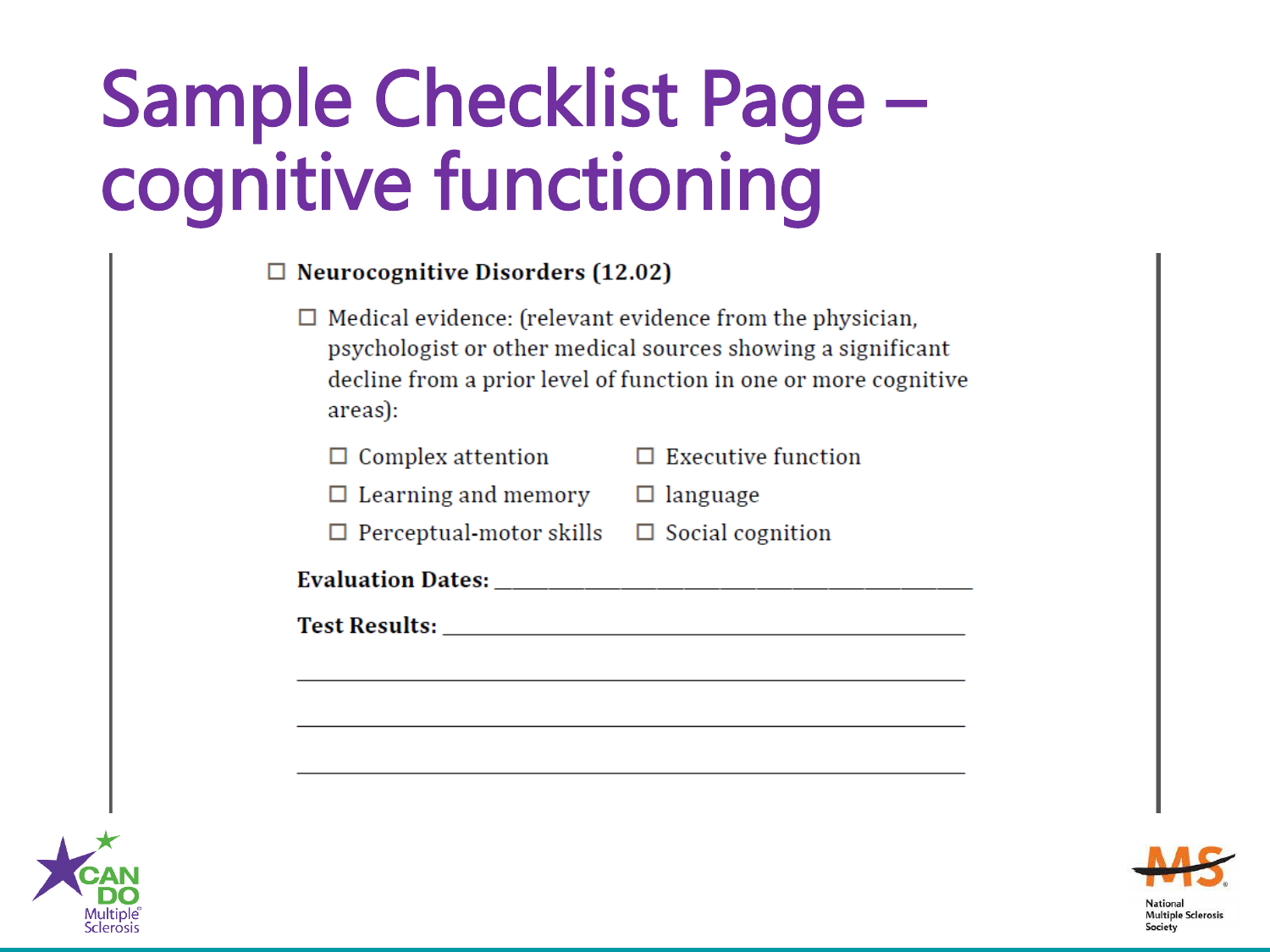# Sample Checklist Page – cognitive functioning

☐ **Neurocognitive Disorders (12.02)**

- ☐ Medical evidence: (relevant evidence from the physician, psychologist or other medical sources showing a significant decline from a prior level of function in one or more cognitive areas):
  - ☐ Complex attention
  - ☐ Executive function
  - ☐ Learning and memory
  - ☐ language
  - ☐ Perceptual-motor skills
  - ☐ Social cognition

**Evaluation Dates:** ______________________________________

**Test Results:** ______________________________________

______________________________________________________

______________________________________________________

______________________________________________________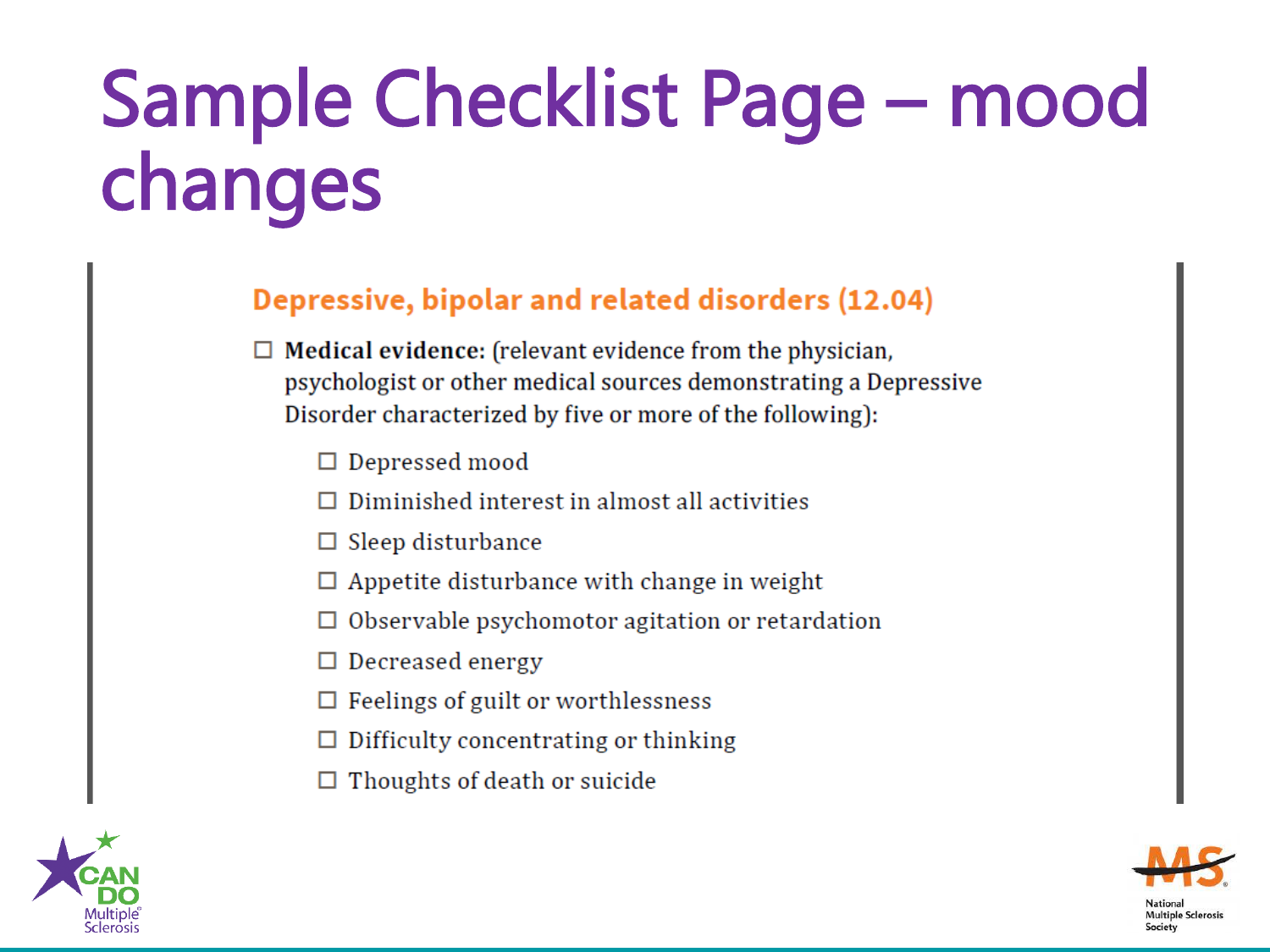# Sample Checklist Page – mood changes

## Depressive, bipolar and related disorders (12.04)

- ☐ **Medical evidence:** (relevant evidence from the physician, psychologist or other medical sources demonstrating a Depressive Disorder characterized by five or more of the following):
  - ☐ Depressed mood
  - ☐ Diminished interest in almost all activities
  - ☐ Sleep disturbance
  - ☐ Appetite disturbance with change in weight
  - ☐ Observable psychomotor agitation or retardation
  - ☐ Decreased energy
  - ☐ Feelings of guilt or worthlessness
  - ☐ Difficulty concentrating or thinking
  - ☐ Thoughts of death or suicide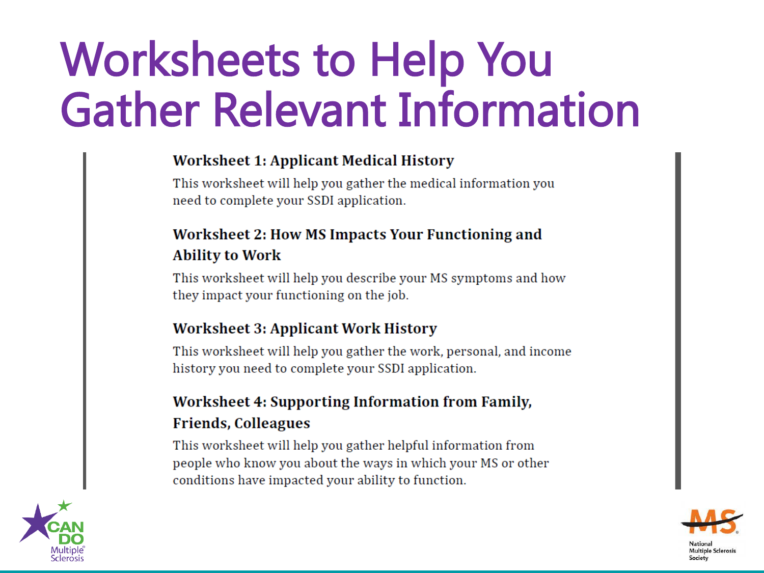# Worksheets to Help You Gather Relevant Information

### Worksheet 1: Applicant Medical History

This worksheet will help you gather the medical information you need to complete your SSDI application.

### Worksheet 2: How MS Impacts Your Functioning and Ability to Work

This worksheet will help you describe your MS symptoms and how they impact your functioning on the job.

### Worksheet 3: Applicant Work History

This worksheet will help you gather the work, personal, and income history you need to complete your SSDI application.

### Worksheet 4: Supporting Information from Family, Friends, Colleagues

This worksheet will help you gather helpful information from people who know you about the ways in which your MS or other conditions have impacted your ability to function.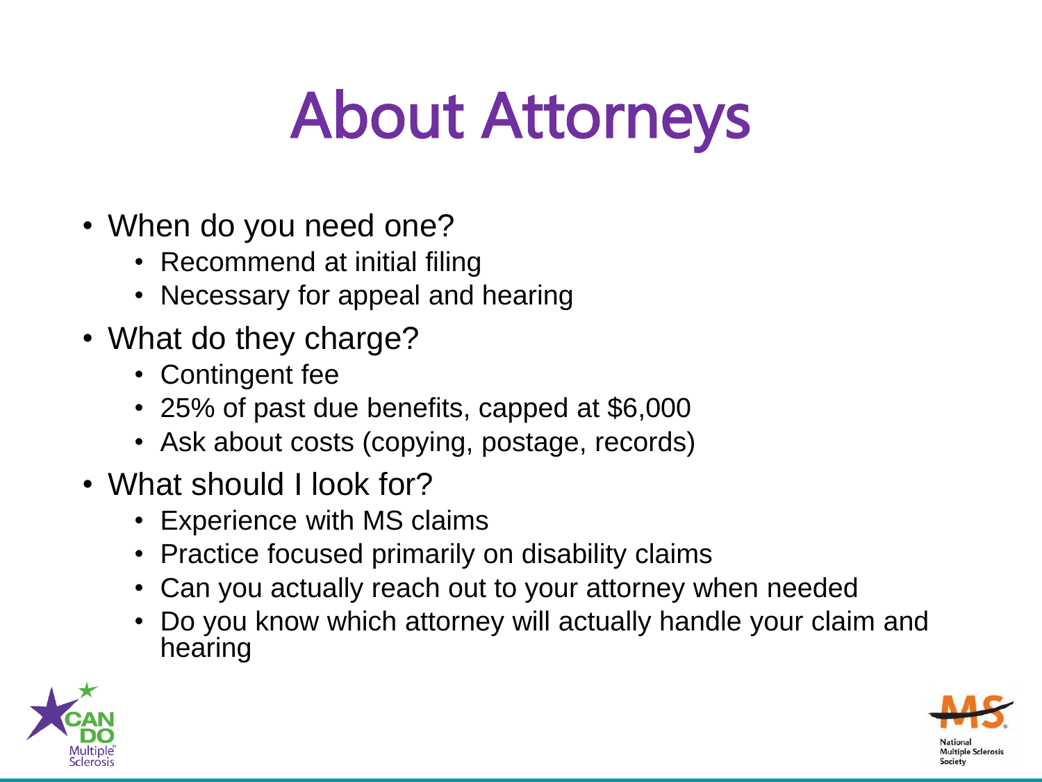# About Attorneys

- When do you need one?
  - Recommend at initial filing
  - Necessary for appeal and hearing
- What do they charge?
  - Contingent fee
  - 25% of past due benefits, capped at $6,000
  - Ask about costs (copying, postage, records)
- What should I look for?
  - Experience with MS claims
  - Practice focused primarily on disability claims
  - Can you actually reach out to your attorney when needed
  - Do you know which attorney will actually handle your claim and hearing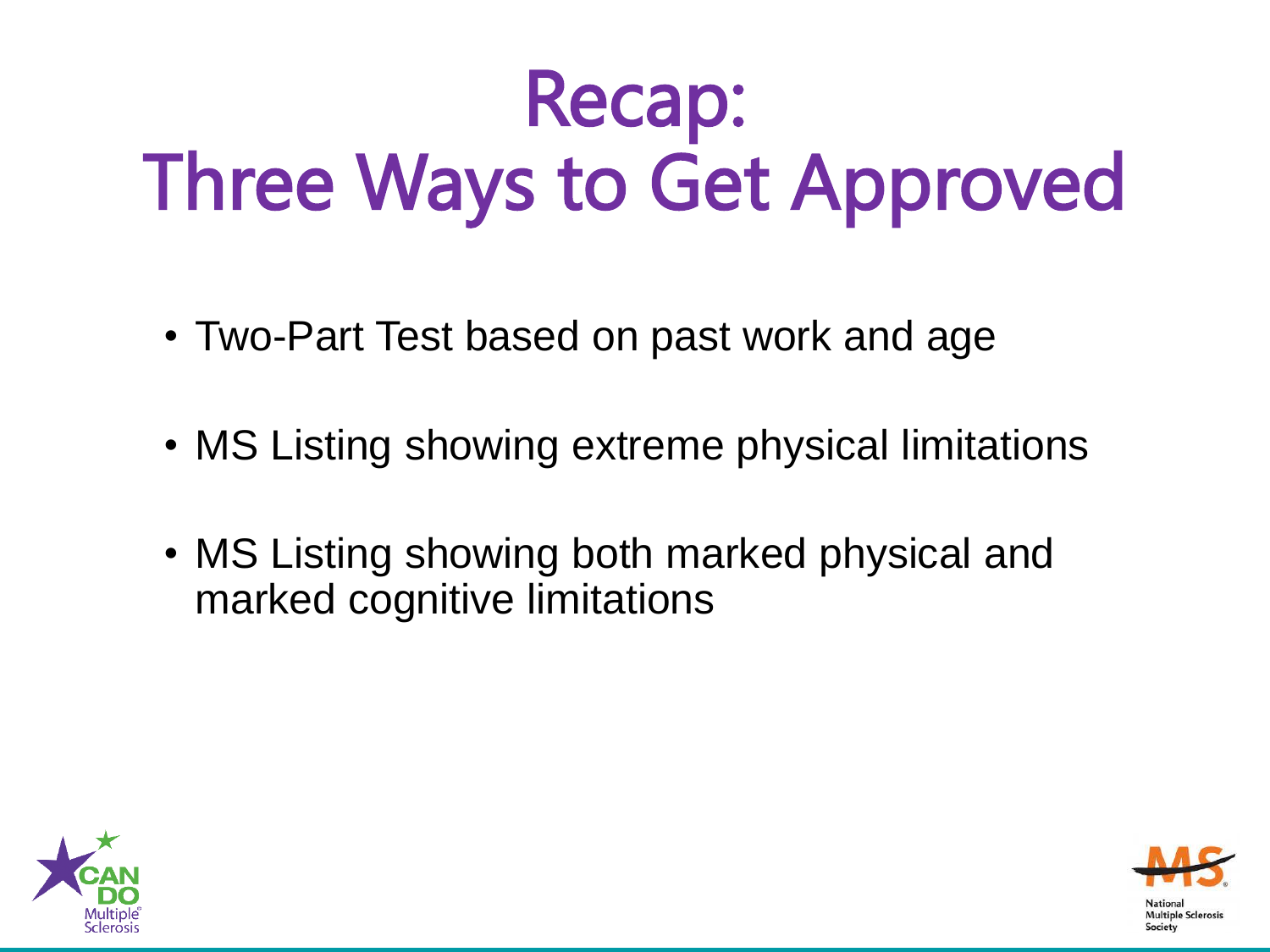# Recap:
# Three Ways to Get Approved

- Two-Part Test based on past work and age
- MS Listing showing extreme physical limitations
- MS Listing showing both marked physical and marked cognitive limitations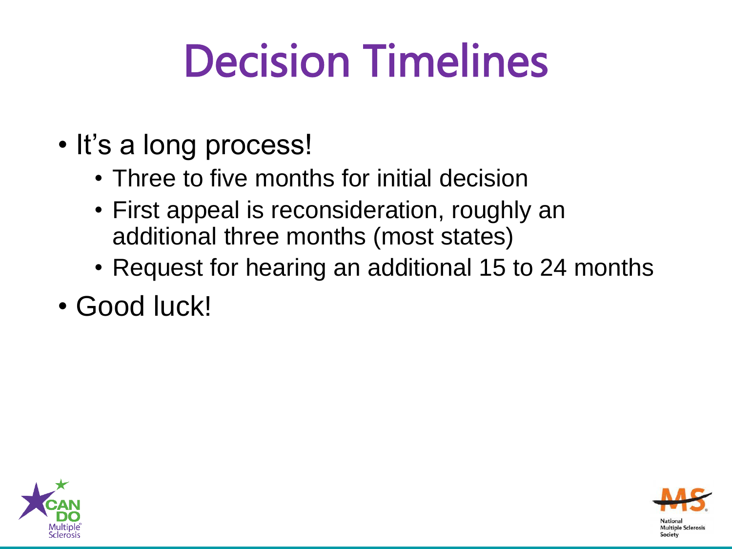# Decision Timelines

- It's a long process!
  - Three to five months for initial decision
  - First appeal is reconsideration, roughly an additional three months (most states)
  - Request for hearing an additional 15 to 24 months
- Good luck!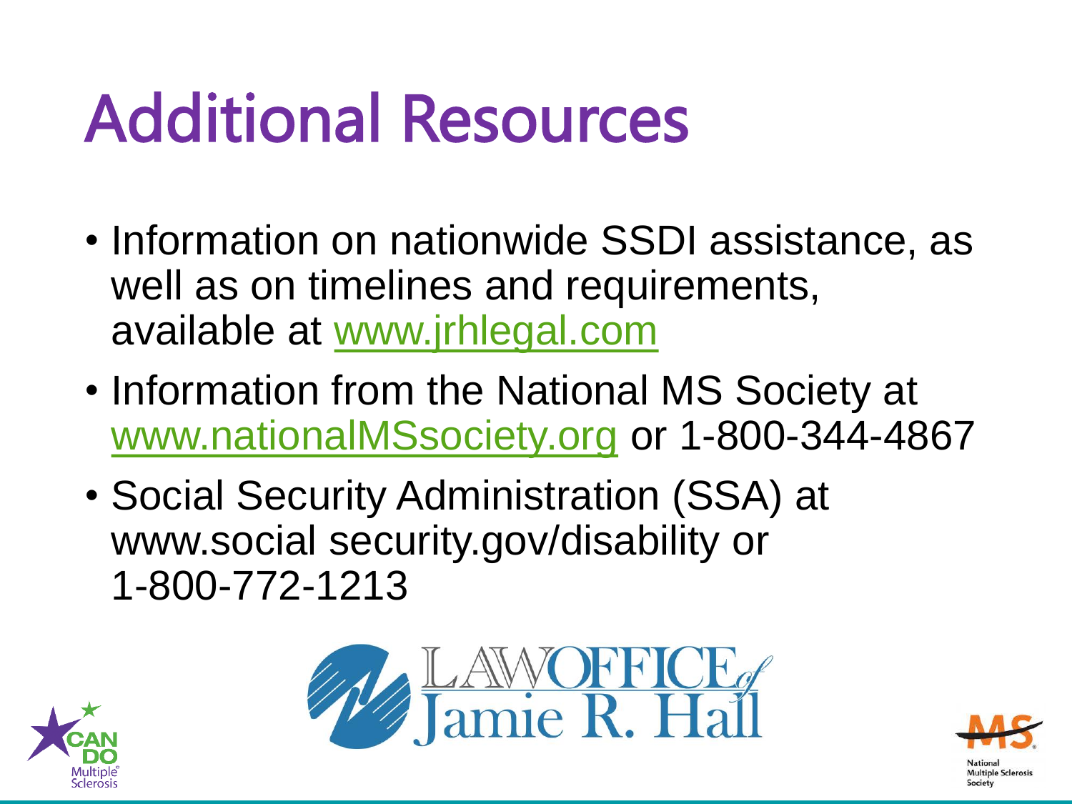# Additional Resources

- Information on nationwide SSDI assistance, as well as on timelines and requirements, available at www.jrhlegal.com
- Information from the National MS Society at www.nationalMSsociety.org or 1-800-344-4867
- Social Security Administration (SSA) at www.social security.gov/disability or 1-800-772-1213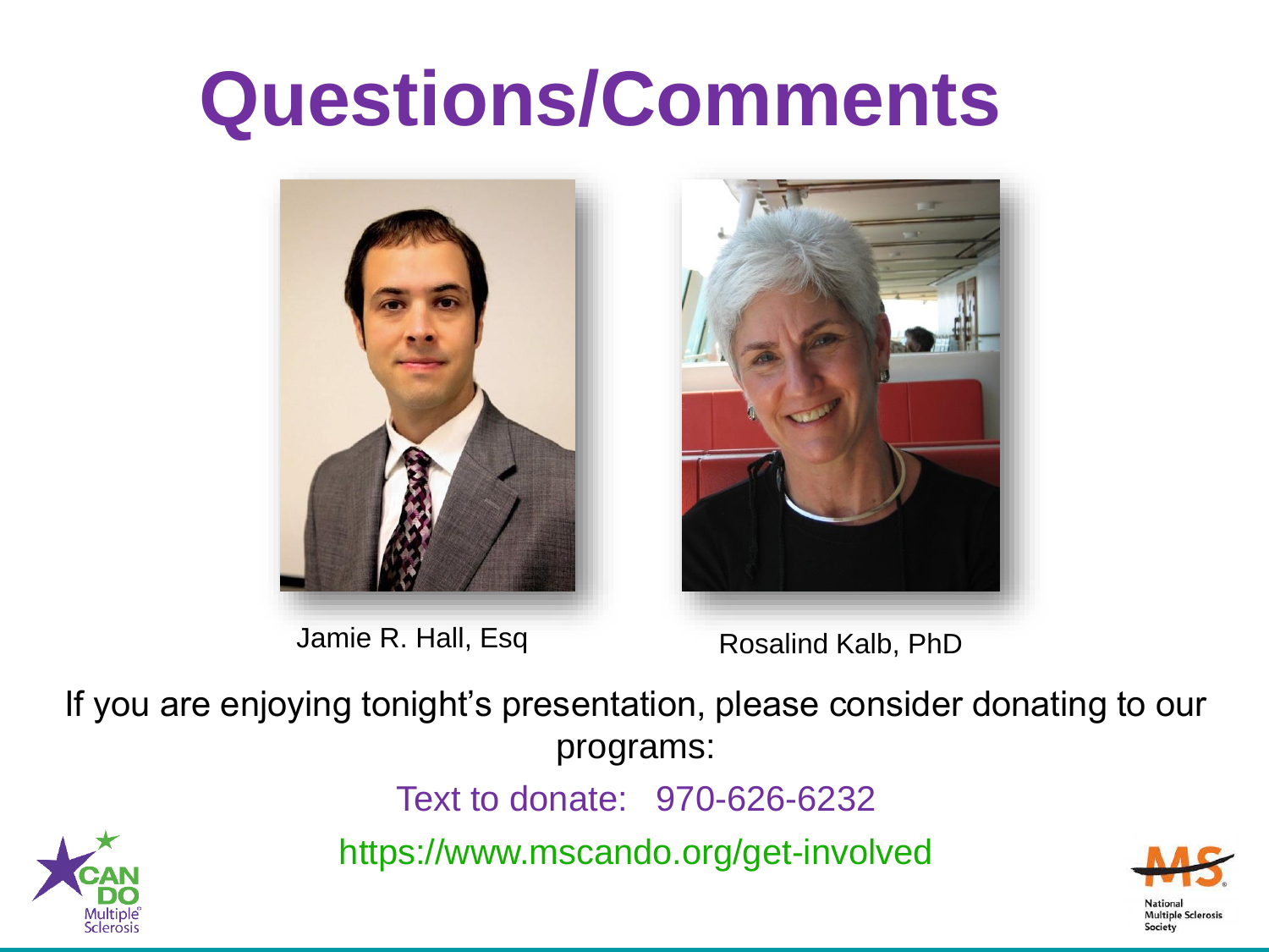# Questions/Comments

Jamie R. Hall, Esq

Rosalind Kalb, PhD

If you are enjoying tonight's presentation, please consider donating to our programs:

Text to donate: 970-626-6232

https://www.mscando.org/get-involved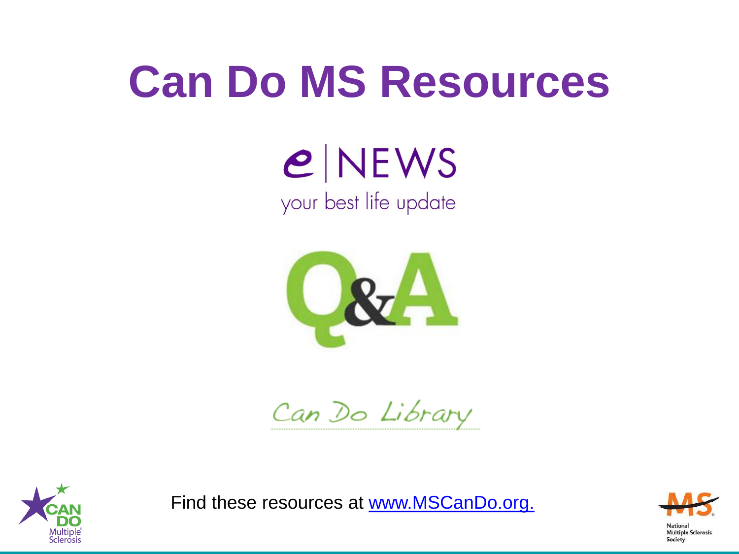# Can Do MS Resources

e | NEWS

your best life update

Q&A

Can Do Library

Find these resources at [www.MSCanDo.org.](http://www.MSCanDo.org)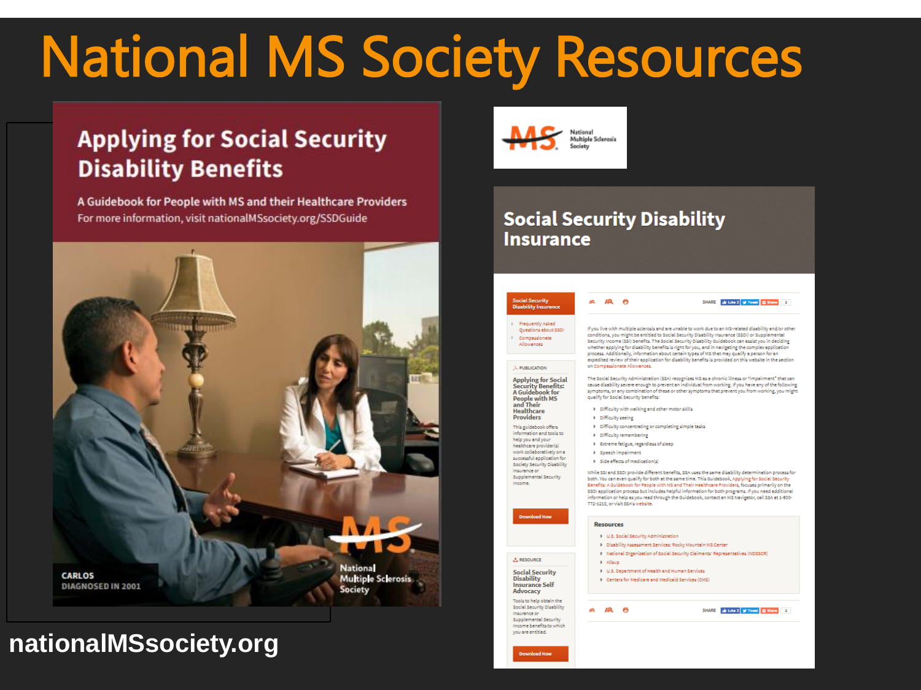# National MS Society Resources

## Applying for Social Security Disability Benefits

A Guidebook for People with MS and their Healthcare Providers

For more information, visit nationalMSsociety.org/SSDGuide

CARLOS
DIAGNOSED IN 2001

MS National Multiple Sclerosis Society

## Social Security Disability Insurance

**Social Security Disability Insurance**

- Frequently Asked Questions about SSDI
- Compassionate Allowances

PUBLICATION

**Applying for Social Security Benefits: A Guidebook for People with MS and Their Healthcare Providers**

This guidebook offers information and tools to help you and your healthcare provider(s) work collaboratively on a successful application for Social Security Disability Insurance or Supplemental Security Income.

Download Now

RESOURCE

**Social Security Disability Insurance Self Advocacy**

Tools to help obtain the Social Security Disability Insurance or Supplemental Security Income benefits to which you are entitled.

Download Now

SHARE

If you live with multiple sclerosis and are unable to work due to an MS-related disability and/or other conditions, you might be entitled to Social Security Disability Insurance (SSDI) or Supplemental Security Income (SSI) benefits. The Social Security Disability Guidebook can assist you in deciding whether applying for disability benefits is right for you, and in navigating the complex application process. Additionally, information about certain types of MS that may qualify a person for an expedited review of their application for disability benefits is provided on this website in the section on Compassionate Allowances.

The Social Security Administration (SSA) recognizes MS as a chronic illness or "impairment" that can cause disability severe enough to prevent an individual from working. If you have any of the following symptoms, or any combination of these or other symptoms that prevent you from working, you might qualify for Social Security benefits:

- Difficulty with walking and other motor skills
- Difficulty seeing
- Difficulty concentrating or completing simple tasks
- Difficulty remembering
- Extreme fatigue, regardless of sleep
- Speech impairment
- Side effects of medication(s)

While SSI and SSDI provide different benefits, SSA uses the same disability determination process for both. You can even qualify for both at the same time. This Guidebook, Applying for Social Security Benefits: A Guidebook for People with MS and Their Healthcare Providers, focuses primarily on the SSDI application process but includes helpful information for both programs. If you need additional information or help as you read through the Guidebook, contact an MS Navigator, call SSA at 1-800-772-1213, or visit SSA's website.

**Resources**

- U.S. Social Security Administration
- Disability Assessment Services: Rocky Mountain MS Center
- National Organization of Social Security Claimants' Representatives (NOSSCR)
- Allsup
- U.S. Department of Health and Human Services
- Centers for Medicare and Medicaid Services (CMS)

SHARE

nationalMSsociety.org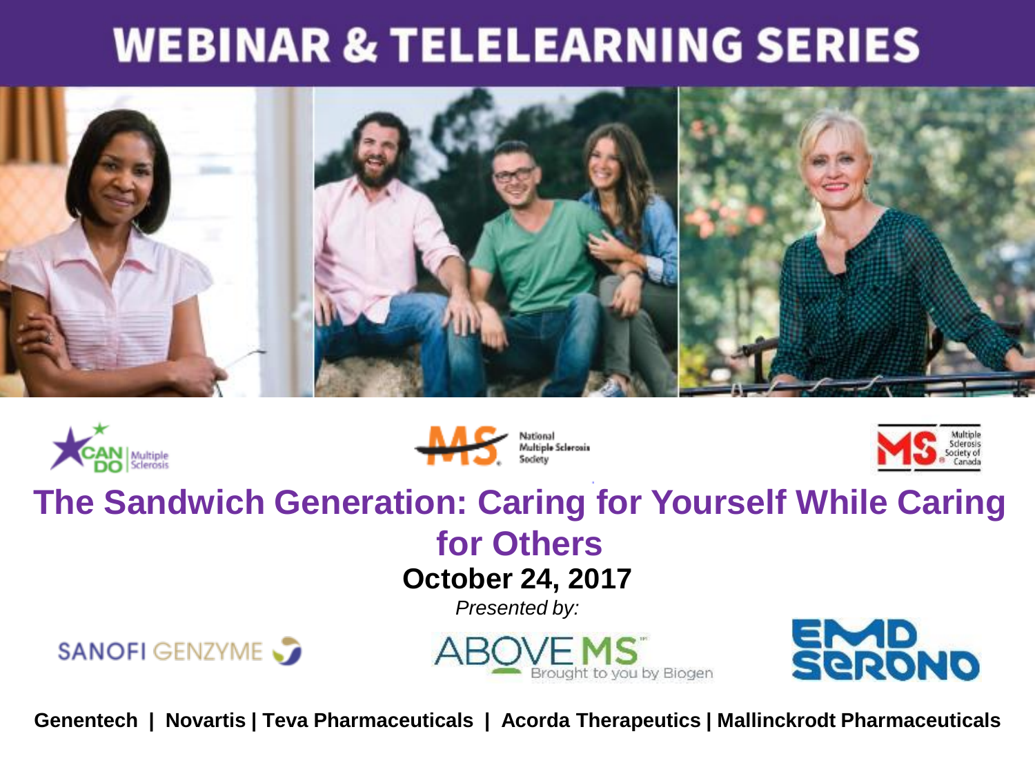# WEBINAR & TELELEARNING SERIES

CAN DO Multiple Sclerosis

National Multiple Sclerosis Society

Multiple Sclerosis Society of Canada

## The Sandwich Generation: Caring for Yourself While Caring for Others

**October 24, 2017**

*Presented by:*

SANOFI GENZYME

ABOVE MS Brought to you by Biogen

EMD SERONO

**Genentech | Novartis | Teva Pharmaceuticals | Acorda Therapeutics | Mallinckrodt Pharmaceuticals**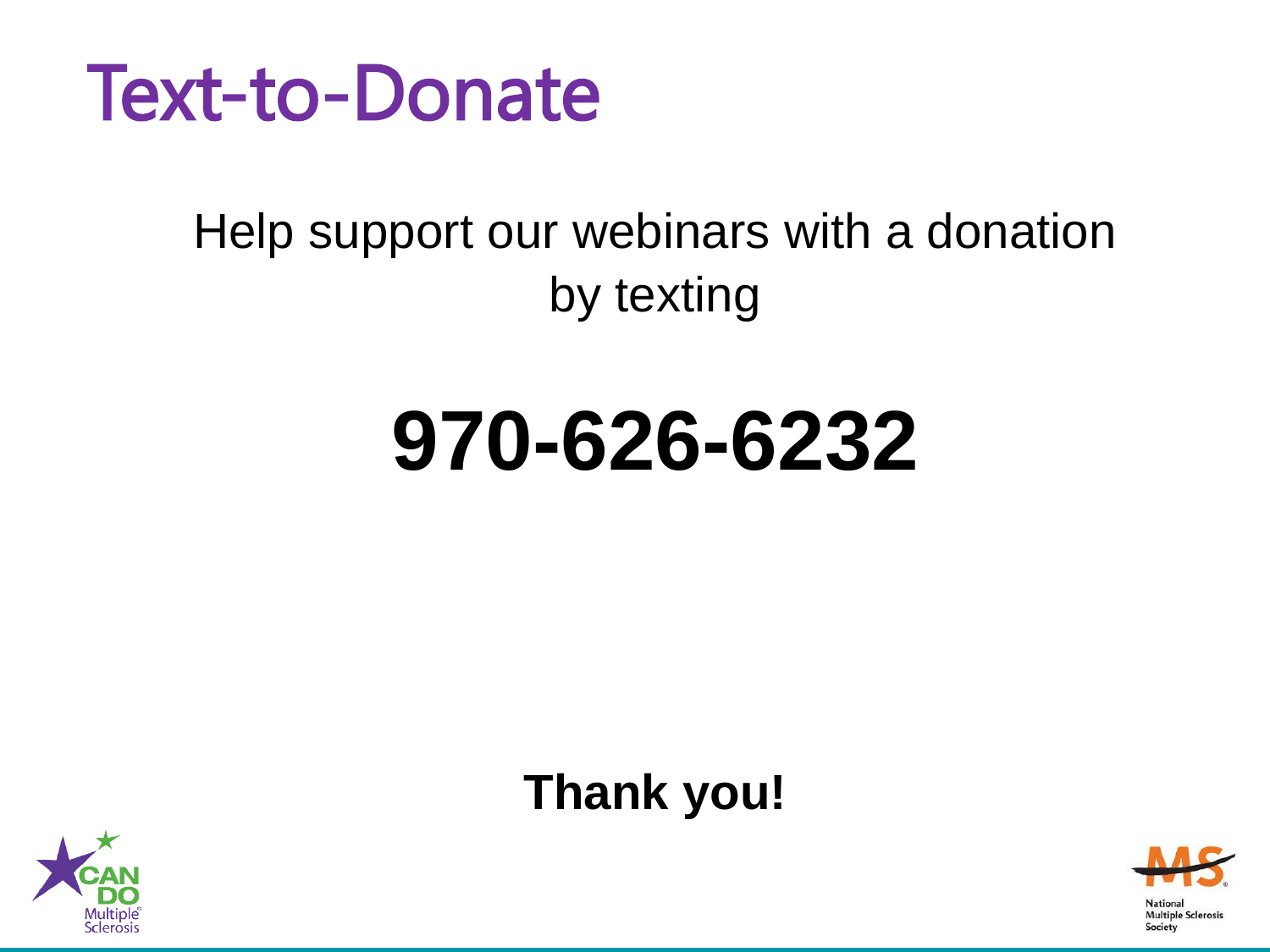# Text-to-Donate

Help support our webinars with a donation by texting

**970-626-6232**

**Thank you!**